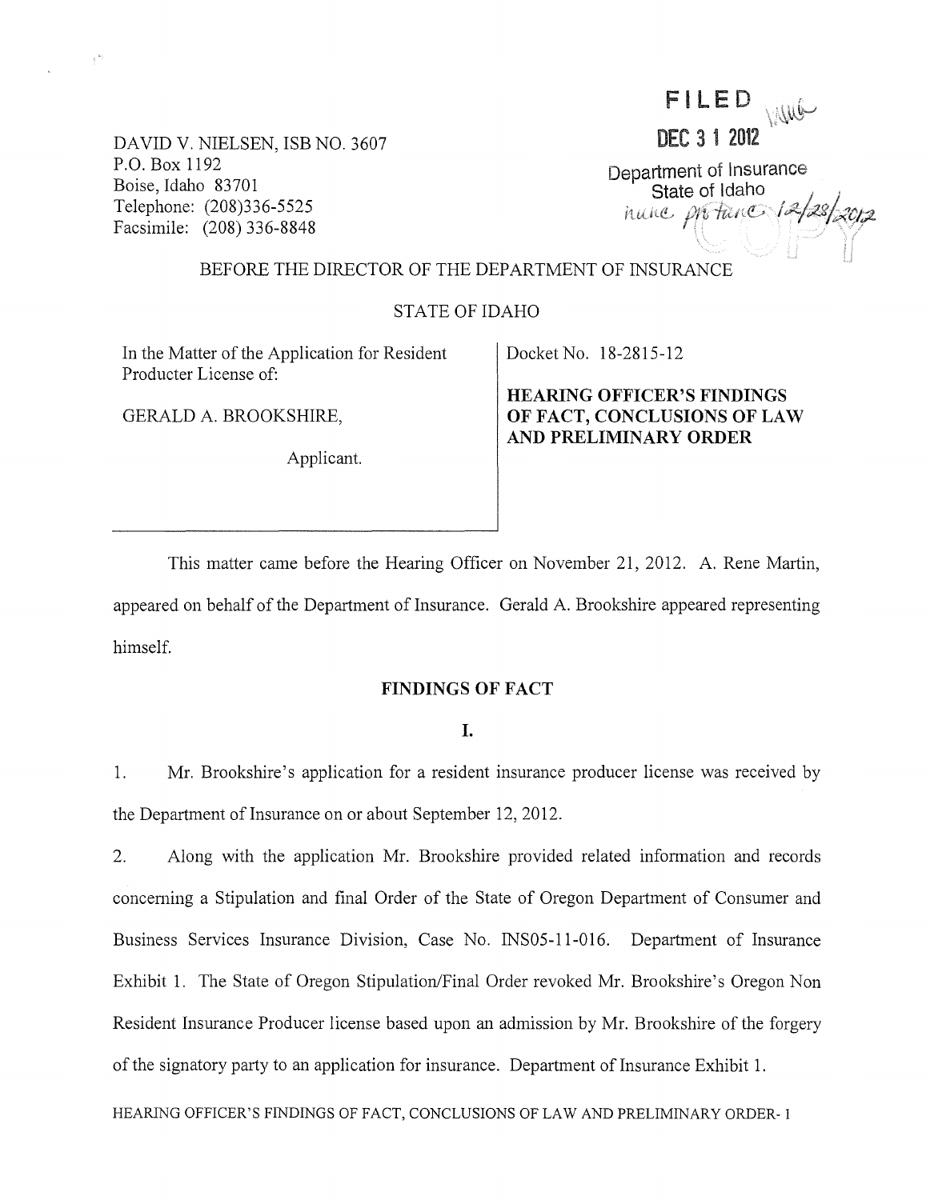DAVID V. NIELSEN, ISB NO. 3607
P.O. Box 1192
Boise, Idaho 83701
Telephone: (208)336-5525
Facsimile: (208) 336-8848

FILED
DEC 31 2012
Department of Insurance
State of Idaho
nunc pro tunc 12/28/2012

BEFORE THE DIRECTOR OF THE DEPARTMENT OF INSURANCE

STATE OF IDAHO

In the Matter of the Application for Resident Producter License of:

GERALD A. BROOKSHIRE,

Applicant.

Docket No. 18-2815-12

**HEARING OFFICER'S FINDINGS OF FACT, CONCLUSIONS OF LAW AND PRELIMINARY ORDER**

This matter came before the Hearing Officer on November 21, 2012. A. Rene Martin, appeared on behalf of the Department of Insurance. Gerald A. Brookshire appeared representing himself.

## FINDINGS OF FACT

### I.

1. Mr. Brookshire's application for a resident insurance producer license was received by the Department of Insurance on or about September 12, 2012.

2. Along with the application Mr. Brookshire provided related information and records concerning a Stipulation and final Order of the State of Oregon Department of Consumer and Business Services Insurance Division, Case No. INS05-11-016. Department of Insurance Exhibit 1. The State of Oregon Stipulation/Final Order revoked Mr. Brookshire's Oregon Non Resident Insurance Producer license based upon an admission by Mr. Brookshire of the forgery of the signatory party to an application for insurance. Department of Insurance Exhibit 1.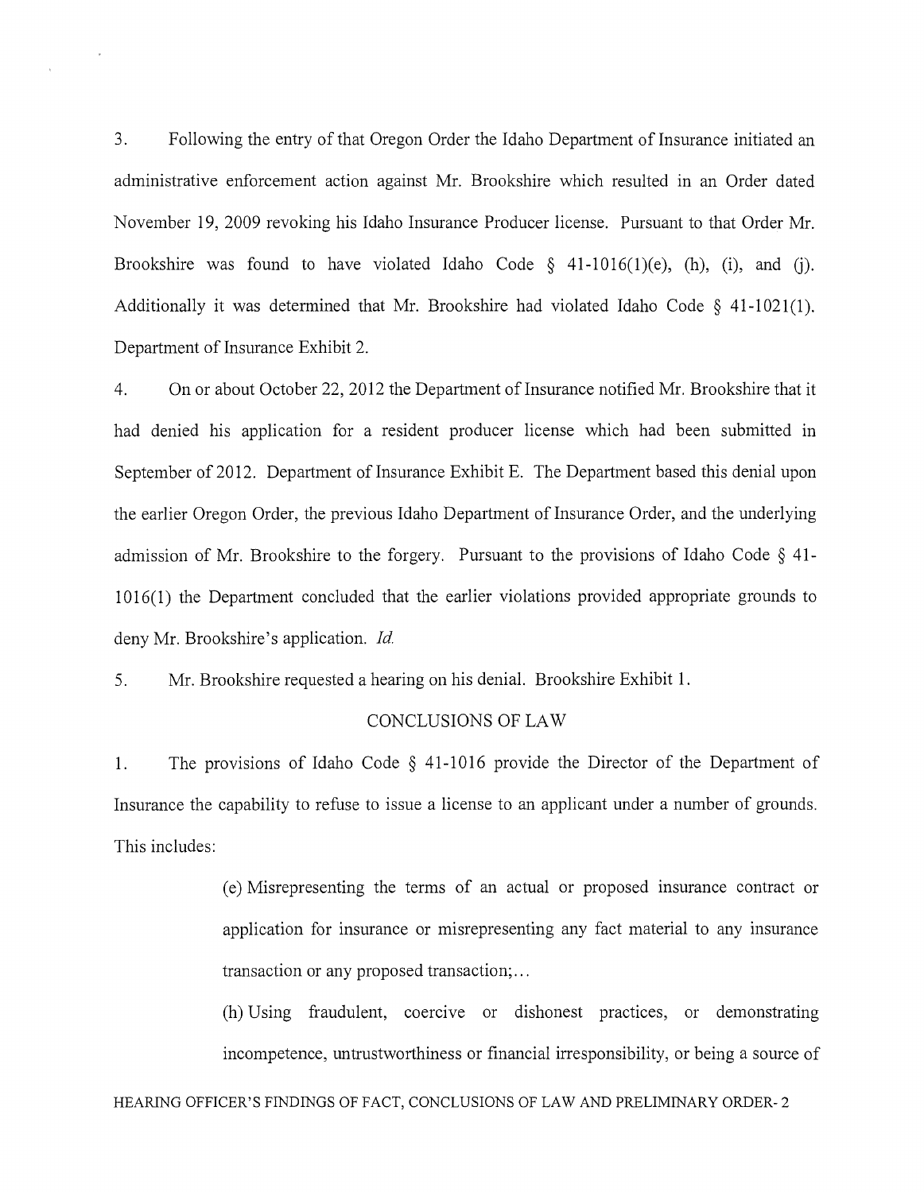3. Following the entry of that Oregon Order the Idaho Department of Insurance initiated an administrative enforcement action against Mr. Brookshire which resulted in an Order dated November 19, 2009 revoking his Idaho Insurance Producer license. Pursuant to that Order Mr. Brookshire was found to have violated Idaho Code § 41-1016(1)(e), (h), (i), and (j). Additionally it was determined that Mr. Brookshire had violated Idaho Code § 41-1021(1). Department of Insurance Exhibit 2.

4. On or about October 22, 2012 the Department of Insurance notified Mr. Brookshire that it had denied his application for a resident producer license which had been submitted in September of 2012. Department of Insurance Exhibit E. The Department based this denial upon the earlier Oregon Order, the previous Idaho Department of Insurance Order, and the underlying admission of Mr. Brookshire to the forgery. Pursuant to the provisions of Idaho Code § 41-1016(1) the Department concluded that the earlier violations provided appropriate grounds to deny Mr. Brookshire's application. *Id.*

5. Mr. Brookshire requested a hearing on his denial. Brookshire Exhibit 1.

## CONCLUSIONS OF LAW

1. The provisions of Idaho Code § 41-1016 provide the Director of the Department of Insurance the capability to refuse to issue a license to an applicant under a number of grounds. This includes:

> (e) Misrepresenting the terms of an actual or proposed insurance contract or application for insurance or misrepresenting any fact material to any insurance transaction or any proposed transaction;...
>
> (h) Using fraudulent, coercive or dishonest practices, or demonstrating incompetence, untrustworthiness or financial irresponsibility, or being a source of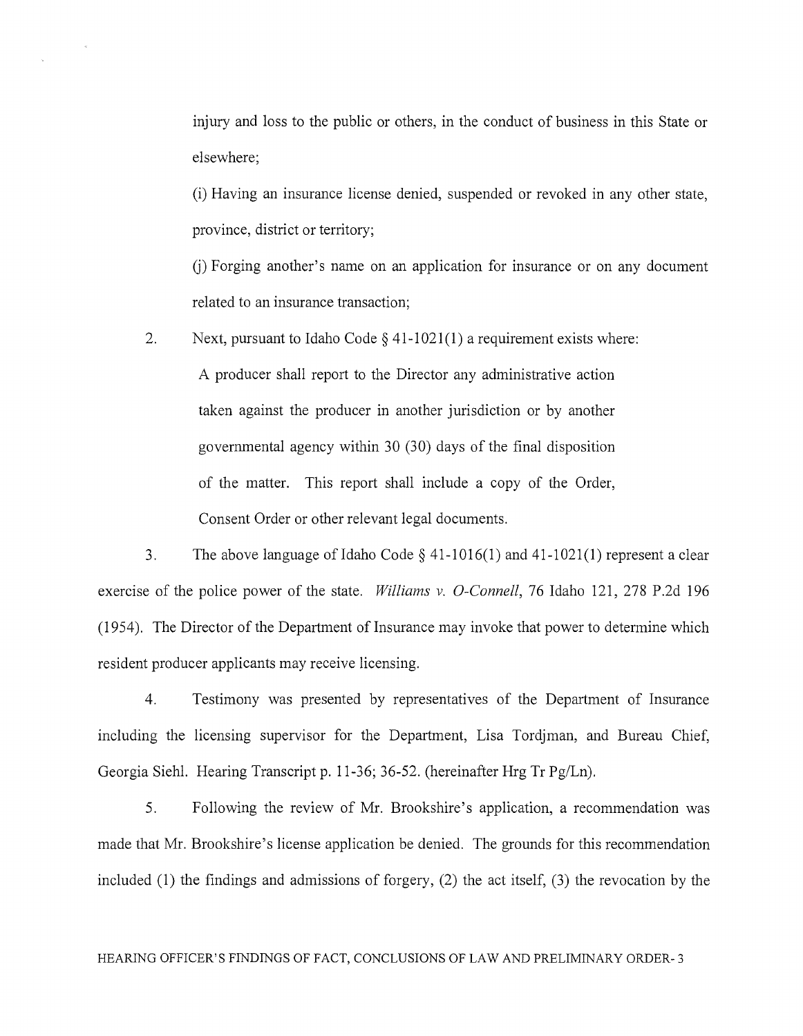injury and loss to the public or others, in the conduct of business in this State or elsewhere;

(i) Having an insurance license denied, suspended or revoked in any other state, province, district or territory;

(j) Forging another's name on an application for insurance or on any document related to an insurance transaction;

2. Next, pursuant to Idaho Code § 41-1021(1) a requirement exists where:

   A producer shall report to the Director any administrative action taken against the producer in another jurisdiction or by another governmental agency within 30 (30) days of the final disposition of the matter. This report shall include a copy of the Order, Consent Order or other relevant legal documents.

3. The above language of Idaho Code § 41-1016(1) and 41-1021(1) represent a clear exercise of the police power of the state. *Williams v. O-Connell*, 76 Idaho 121, 278 P.2d 196 (1954). The Director of the Department of Insurance may invoke that power to determine which resident producer applicants may receive licensing.

4. Testimony was presented by representatives of the Department of Insurance including the licensing supervisor for the Department, Lisa Tordjman, and Bureau Chief, Georgia Siehl. Hearing Transcript p. 11-36; 36-52. (hereinafter Hrg Tr Pg/Ln).

5. Following the review of Mr. Brookshire's application, a recommendation was made that Mr. Brookshire's license application be denied. The grounds for this recommendation included (1) the findings and admissions of forgery, (2) the act itself, (3) the revocation by the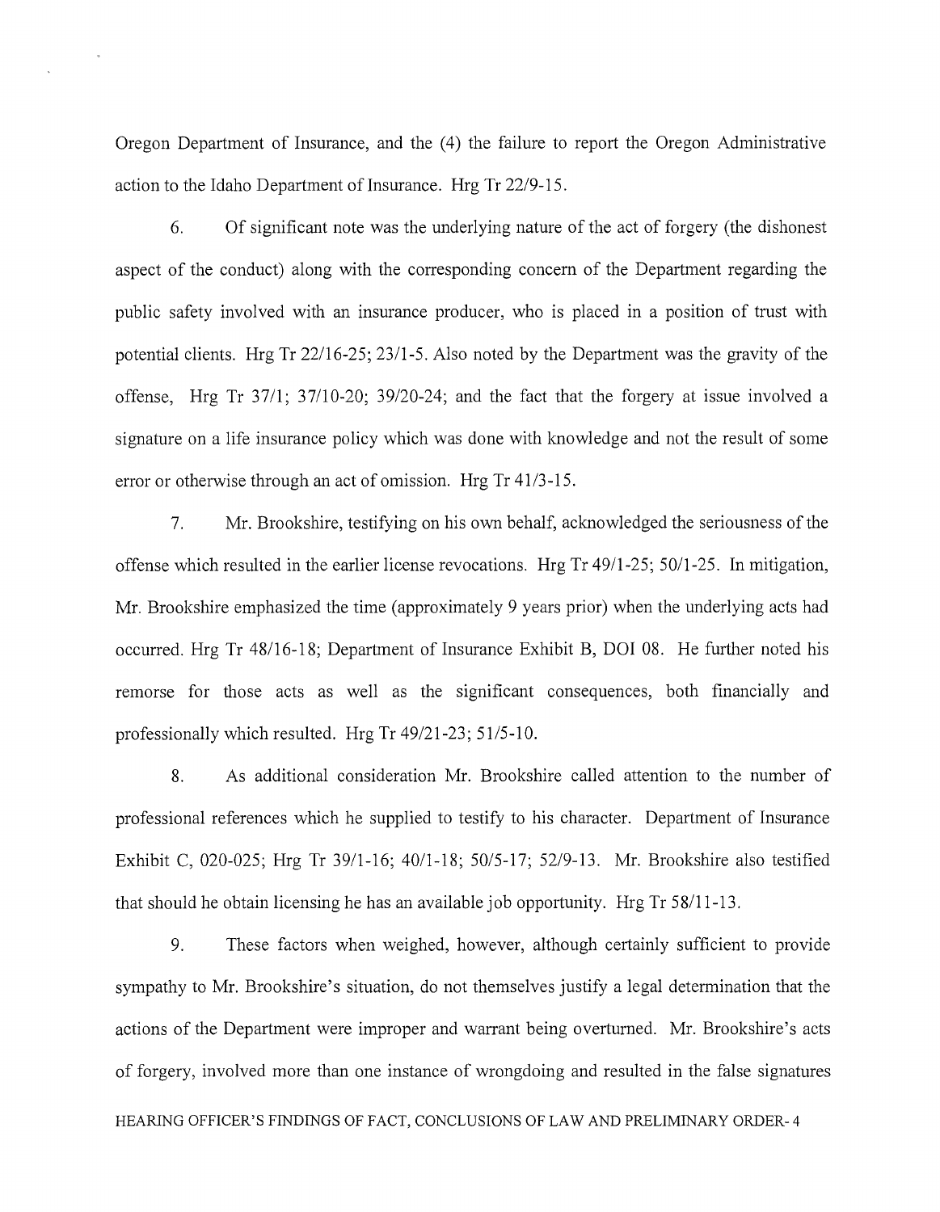Oregon Department of Insurance, and the (4) the failure to report the Oregon Administrative action to the Idaho Department of Insurance. Hrg Tr 22/9-15.

6. Of significant note was the underlying nature of the act of forgery (the dishonest aspect of the conduct) along with the corresponding concern of the Department regarding the public safety involved with an insurance producer, who is placed in a position of trust with potential clients. Hrg Tr 22/16-25; 23/1-5. Also noted by the Department was the gravity of the offense, Hrg Tr 37/1; 37/10-20; 39/20-24; and the fact that the forgery at issue involved a signature on a life insurance policy which was done with knowledge and not the result of some error or otherwise through an act of omission. Hrg Tr 41/3-15.

7. Mr. Brookshire, testifying on his own behalf, acknowledged the seriousness of the offense which resulted in the earlier license revocations. Hrg Tr 49/1-25; 50/1-25. In mitigation, Mr. Brookshire emphasized the time (approximately 9 years prior) when the underlying acts had occurred. Hrg Tr 48/16-18; Department of Insurance Exhibit B, DOI 08. He further noted his remorse for those acts as well as the significant consequences, both financially and professionally which resulted. Hrg Tr 49/21-23; 51/5-10.

8. As additional consideration Mr. Brookshire called attention to the number of professional references which he supplied to testify to his character. Department of Insurance Exhibit C, 020-025; Hrg Tr 39/1-16; 40/1-18; 50/5-17; 52/9-13. Mr. Brookshire also testified that should he obtain licensing he has an available job opportunity. Hrg Tr 58/11-13.

9. These factors when weighed, however, although certainly sufficient to provide sympathy to Mr. Brookshire's situation, do not themselves justify a legal determination that the actions of the Department were improper and warrant being overturned. Mr. Brookshire's acts of forgery, involved more than one instance of wrongdoing and resulted in the false signatures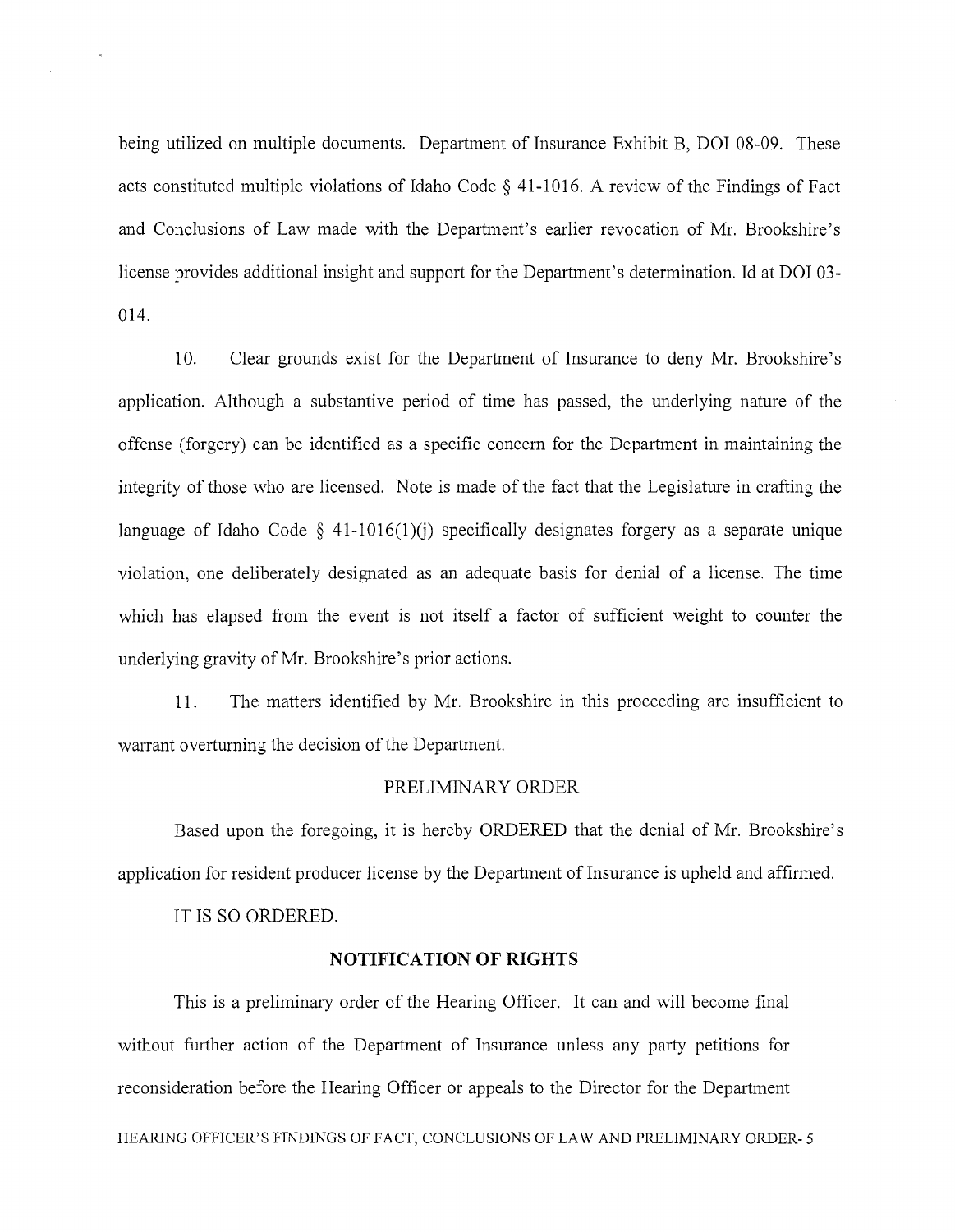being utilized on multiple documents. Department of Insurance Exhibit B, DOI 08-09. These acts constituted multiple violations of Idaho Code § 41-1016. A review of the Findings of Fact and Conclusions of Law made with the Department's earlier revocation of Mr. Brookshire's license provides additional insight and support for the Department's determination. Id at DOI 03-014.

10. Clear grounds exist for the Department of Insurance to deny Mr. Brookshire's application. Although a substantive period of time has passed, the underlying nature of the offense (forgery) can be identified as a specific concern for the Department in maintaining the integrity of those who are licensed. Note is made of the fact that the Legislature in crafting the language of Idaho Code § 41-1016(1)(j) specifically designates forgery as a separate unique violation, one deliberately designated as an adequate basis for denial of a license. The time which has elapsed from the event is not itself a factor of sufficient weight to counter the underlying gravity of Mr. Brookshire's prior actions.

11. The matters identified by Mr. Brookshire in this proceeding are insufficient to warrant overturning the decision of the Department.

PRELIMINARY ORDER

Based upon the foregoing, it is hereby ORDERED that the denial of Mr. Brookshire's application for resident producer license by the Department of Insurance is upheld and affirmed.

IT IS SO ORDERED.

**NOTIFICATION OF RIGHTS**

This is a preliminary order of the Hearing Officer. It can and will become final without further action of the Department of Insurance unless any party petitions for reconsideration before the Hearing Officer or appeals to the Director for the Department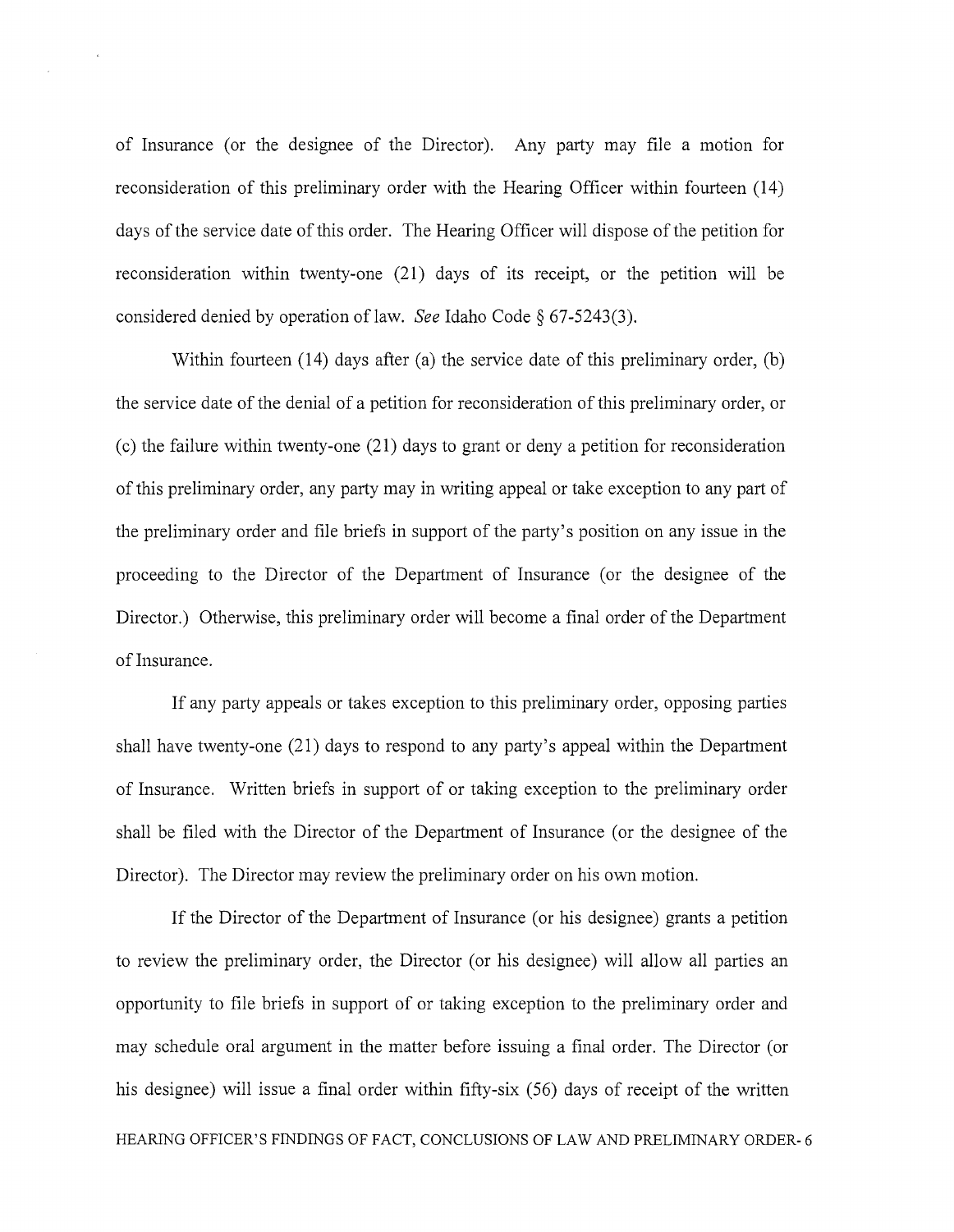of Insurance (or the designee of the Director). Any party may file a motion for reconsideration of this preliminary order with the Hearing Officer within fourteen (14) days of the service date of this order. The Hearing Officer will dispose of the petition for reconsideration within twenty-one (21) days of its receipt, or the petition will be considered denied by operation of law. *See* Idaho Code § 67-5243(3).

Within fourteen (14) days after (a) the service date of this preliminary order, (b) the service date of the denial of a petition for reconsideration of this preliminary order, or (c) the failure within twenty-one (21) days to grant or deny a petition for reconsideration of this preliminary order, any party may in writing appeal or take exception to any part of the preliminary order and file briefs in support of the party's position on any issue in the proceeding to the Director of the Department of Insurance (or the designee of the Director.) Otherwise, this preliminary order will become a final order of the Department of Insurance.

If any party appeals or takes exception to this preliminary order, opposing parties shall have twenty-one (21) days to respond to any party's appeal within the Department of Insurance. Written briefs in support of or taking exception to the preliminary order shall be filed with the Director of the Department of Insurance (or the designee of the Director). The Director may review the preliminary order on his own motion.

If the Director of the Department of Insurance (or his designee) grants a petition to review the preliminary order, the Director (or his designee) will allow all parties an opportunity to file briefs in support of or taking exception to the preliminary order and may schedule oral argument in the matter before issuing a final order. The Director (or his designee) will issue a final order within fifty-six (56) days of receipt of the written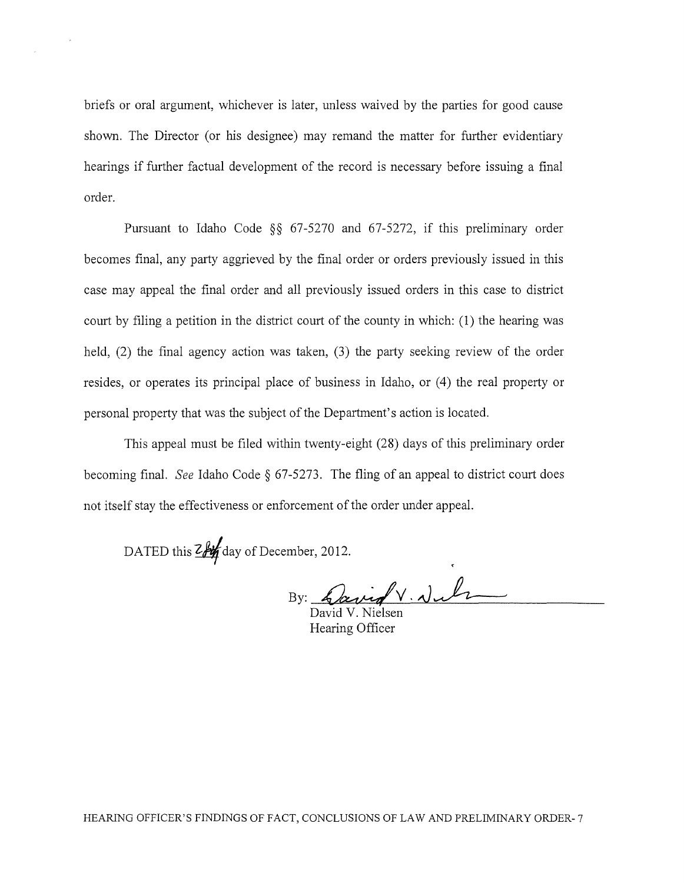briefs or oral argument, whichever is later, unless waived by the parties for good cause shown. The Director (or his designee) may remand the matter for further evidentiary hearings if further factual development of the record is necessary before issuing a final order.

Pursuant to Idaho Code §§ 67-5270 and 67-5272, if this preliminary order becomes final, any party aggrieved by the final order or orders previously issued in this case may appeal the final order and all previously issued orders in this case to district court by filing a petition in the district court of the county in which: (1) the hearing was held, (2) the final agency action was taken, (3) the party seeking review of the order resides, or operates its principal place of business in Idaho, or (4) the real property or personal property that was the subject of the Department's action is located.

This appeal must be filed within twenty-eight (28) days of this preliminary order becoming final. *See* Idaho Code § 67-5273. The fling of an appeal to district court does not itself stay the effectiveness or enforcement of the order under appeal.

DATED this 28th day of December, 2012.

By: David V. Nielsen
David V. Nielsen
Hearing Officer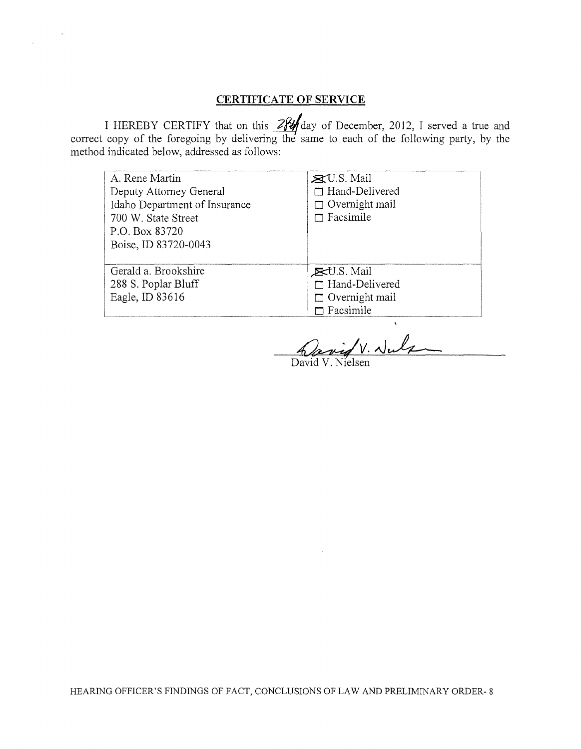## CERTIFICATE OF SERVICE

I HEREBY CERTIFY that on this 28th day of December, 2012, I served a true and correct copy of the foregoing by delivering the same to each of the following party, by the method indicated below, addressed as follows:

| | |
|---|---|
| A. Rene Martin<br>Deputy Attorney General<br>Idaho Department of Insurance<br>700 W. State Street<br>P.O. Box 83720<br>Boise, ID 83720-0043 | ☒ U.S. Mail<br>☐ Hand-Delivered<br>☐ Overnight mail<br>☐ Facsimile |
| Gerald a. Brookshire<br>288 S. Poplar Bluff<br>Eagle, ID 83616 | ☒ U.S. Mail<br>☐ Hand-Delivered<br>☐ Overnight mail<br>☐ Facsimile |

David V. Nielsen

HEARING OFFICER'S FINDINGS OF FACT, CONCLUSIONS OF LAW AND PRELIMINARY ORDER- 8